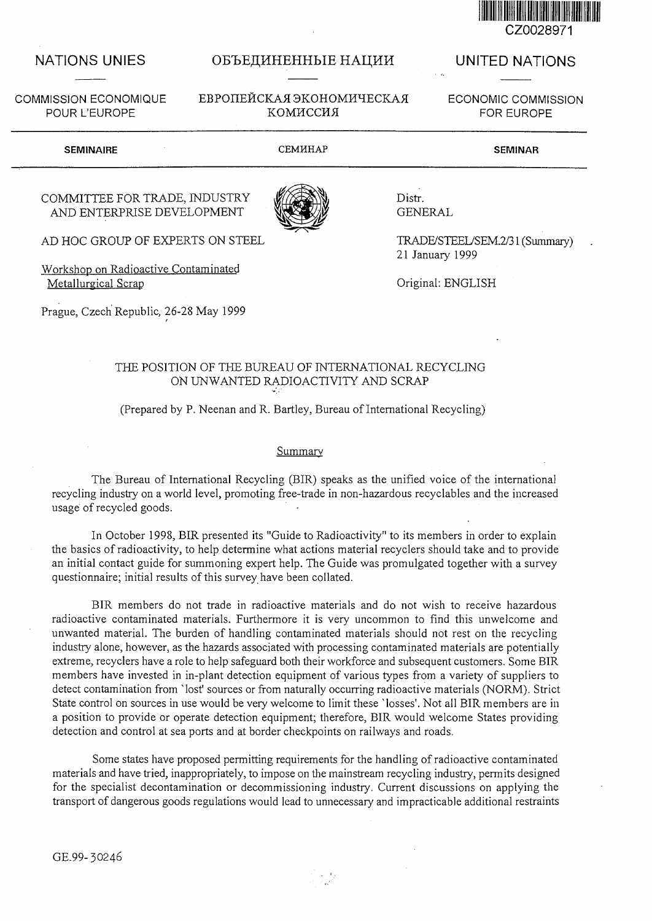CZ0028971

NATIONS UNIES | ОБЪЕДИНЕННЫЕ НАЦИИ | UNITED NATIONS

COMMISSION ECONOMIQUE POUR L'EUROPE | ЕВРОПЕЙСКАЯ ЭКОНОМИЧЕСКАЯ КОМИССИЯ | ECONOMIC COMMISSION FOR EUROPE

**SEMINAIRE** | СЕМИНАР | **SEMINAR**

COMMITTEE FOR TRADE, INDUSTRY AND ENTERPRISE DEVELOPMENT

AD HOC GROUP OF EXPERTS ON STEEL

Workshop on Radioactive Contaminated Metallurgical Scrap

Prague, Czech Republic, 26-28 May 1999

Distr. GENERAL

TRADE/STEEL/SEM.2/31 (Summary)
21 January 1999

Original: ENGLISH

# THE POSITION OF THE BUREAU OF INTERNATIONAL RECYCLING ON UNWANTED RADIOACTIVITY AND SCRAP

(Prepared by P. Neenan and R. Bartley, Bureau of International Recycling)

## Summary

The Bureau of International Recycling (BIR) speaks as the unified voice of the international recycling industry on a world level, promoting free-trade in non-hazardous recyclables and the increased usage of recycled goods.

In October 1998, BIR presented its "Guide to Radioactivity" to its members in order to explain the basics of radioactivity, to help determine what actions material recyclers should take and to provide an initial contact guide for summoning expert help. The Guide was promulgated together with a survey questionnaire; initial results of this survey have been collated.

BIR members do not trade in radioactive materials and do not wish to receive hazardous radioactive contaminated materials. Furthermore it is very uncommon to find this unwelcome and unwanted material. The burden of handling contaminated materials should not rest on the recycling industry alone, however, as the hazards associated with processing contaminated materials are potentially extreme, recyclers have a role to help safeguard both their workforce and subsequent customers. Some BIR members have invested in in-plant detection equipment of various types from a variety of suppliers to detect contamination from 'lost' sources or from naturally occurring radioactive materials (NORM). Strict State control on sources in use would be very welcome to limit these 'losses'. Not all BIR members are in a position to provide or operate detection equipment; therefore, BIR would welcome States providing detection and control at sea ports and at border checkpoints on railways and roads.

Some states have proposed permitting requirements for the handling of radioactive contaminated materials and have tried, inappropriately, to impose on the mainstream recycling industry, permits designed for the specialist decontamination or decommissioning industry. Current discussions on applying the transport of dangerous goods regulations would lead to unnecessary and impracticable additional restraints

GE.99-30246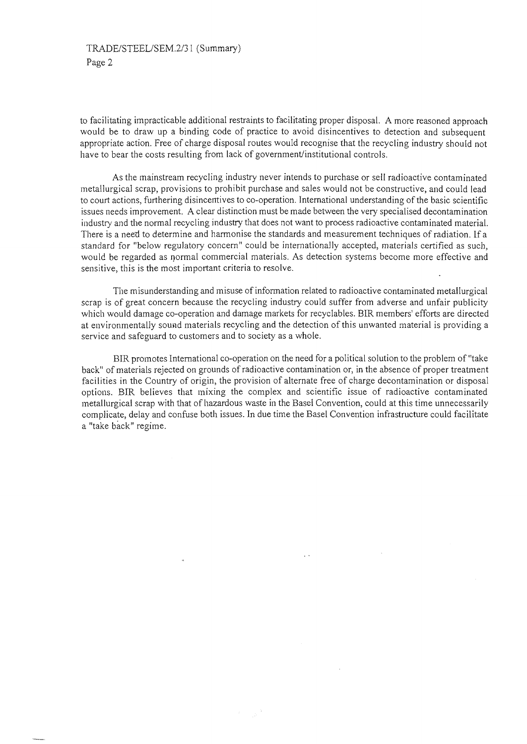to facilitating impracticable additional restraints to facilitating proper disposal. A more reasoned approach would be to draw up a binding code of practice to avoid disincentives to detection and subsequent appropriate action. Free of charge disposal routes would recognise that the recycling industry should not have to bear the costs resulting from lack of government/institutional controls.

As the mainstream recycling industry never intends to purchase or sell radioactive contaminated metallurgical scrap, provisions to prohibit purchase and sales would not be constructive, and could lead to court actions, furthering disincentives to co-operation. International understanding of the basic scientific issues needs improvement. A clear distinction must be made between the very specialised decontamination industry and the normal recycling industry that does not want to process radioactive contaminated material. There is a need to determine and harmonise the standards and measurement techniques of radiation. If a standard for "below regulatory concern" could be internationally accepted, materials certified as such, would be regarded as normal commercial materials. As detection systems become more effective and sensitive, this is the most important criteria to resolve.

The misunderstanding and misuse of information related to radioactive contaminated metallurgical scrap is of great concern because the recycling industry could suffer from adverse and unfair publicity which would damage co-operation and damage markets for recyclables. BIR members' efforts are directed at environmentally sound materials recycling and the detection of this unwanted material is providing a service and safeguard to customers and to society as a whole.

BIR promotes International co-operation on the need for a political solution to the problem of "take back" of materials rejected on grounds of radioactive contamination or, in the absence of proper treatment facilities in the Country of origin, the provision of alternate free of charge decontamination or disposal options. BIR believes that mixing the complex and scientific issue of radioactive contaminated metallurgical scrap with that of hazardous waste in the Basel Convention, could at this time unnecessarily complicate, delay and confuse both issues. In due time the Basel Convention infrastructure could facilitate a "take back" regime.